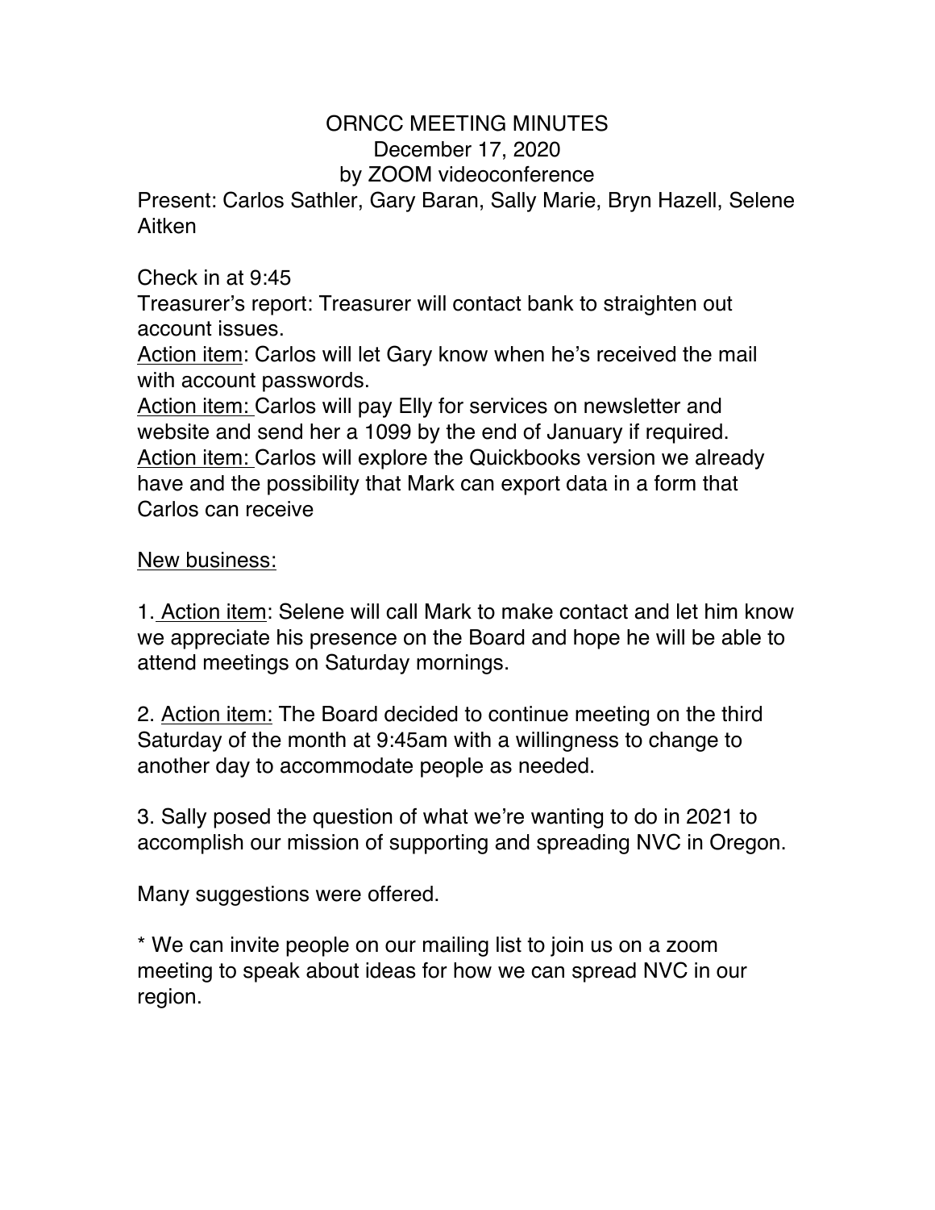# ORNCC MEETING MINUTES

December 17, 2020

by ZOOM videoconference

Present: Carlos Sathler, Gary Baran, Sally Marie, Bryn Hazell, Selene Aitken

Check in at 9:45

Treasurer's report: Treasurer will contact bank to straighten out account issues.

<u>Action item</u>: Carlos will let Gary know when he's received the mail with account passwords.

<u>Action item:</u> Carlos will pay Elly for services on newsletter and website and send her a 1099 by the end of January if required.

<u>Action item:</u> Carlos will explore the Quickbooks version we already have and the possibility that Mark can export data in a form that Carlos can receive

<u>New business:</u>

1. <u>Action item</u>: Selene will call Mark to make contact and let him know we appreciate his presence on the Board and hope he will be able to attend meetings on Saturday mornings.

2. <u>Action item:</u> The Board decided to continue meeting on the third Saturday of the month at 9:45am with a willingness to change to another day to accommodate people as needed.

3. Sally posed the question of what we're wanting to do in 2021 to accomplish our mission of supporting and spreading NVC in Oregon.

Many suggestions were offered.

* We can invite people on our mailing list to join us on a zoom meeting to speak about ideas for how we can spread NVC in our region.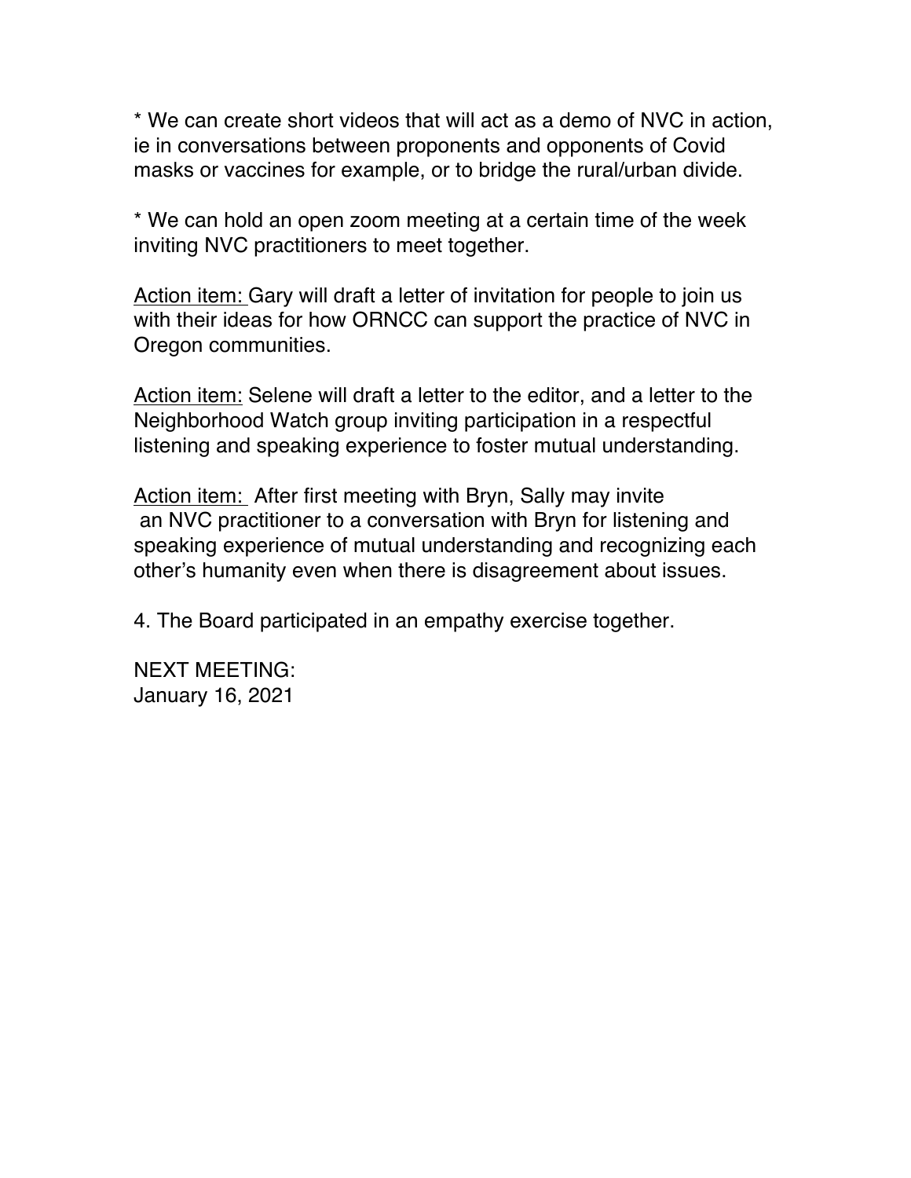* We can create short videos that will act as a demo of NVC in action, ie in conversations between proponents and opponents of Covid masks or vaccines for example, or to bridge the rural/urban divide.

* We can hold an open zoom meeting at a certain time of the week inviting NVC practitioners to meet together.

<u>Action item:</u> Gary will draft a letter of invitation for people to join us with their ideas for how ORNCC can support the practice of NVC in Oregon communities.

<u>Action item:</u> Selene will draft a letter to the editor, and a letter to the Neighborhood Watch group inviting participation in a respectful listening and speaking experience to foster mutual understanding.

<u>Action item:</u> After first meeting with Bryn, Sally may invite an NVC practitioner to a conversation with Bryn for listening and speaking experience of mutual understanding and recognizing each other's humanity even when there is disagreement about issues.

4. The Board participated in an empathy exercise together.

NEXT MEETING:
January 16, 2021